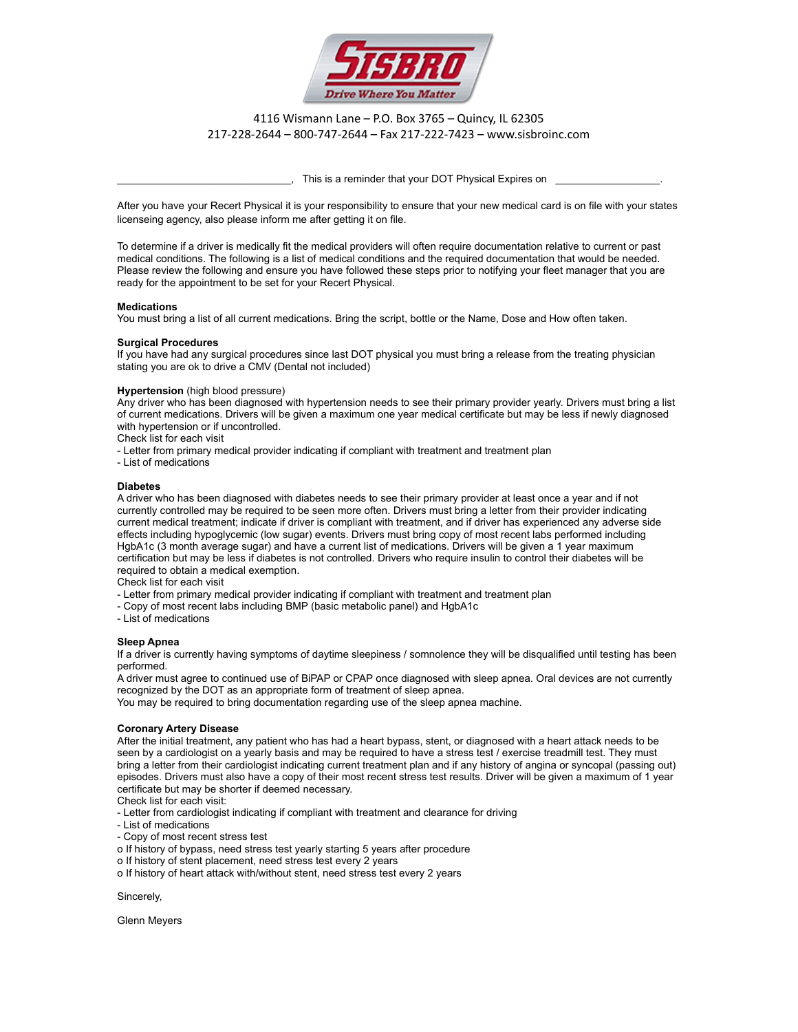4116 Wismann Lane – P.O. Box 3765 – Quincy, IL 62305
217-228-2644 – 800-747-2644 – Fax 217-222-7423 – www.sisbroinc.com

______________________________, This is a reminder that your DOT Physical Expires on __________________.

After you have your Recert Physical it is your responsibility to ensure that your new medical card is on file with your states licenseing agency, also please inform me after getting it on file.

To determine if a driver is medically fit the medical providers will often require documentation relative to current or past medical conditions. The following is a list of medical conditions and the required documentation that would be needed. Please review the following and ensure you have followed these steps prior to notifying your fleet manager that you are ready for the appointment to be set for your Recert Physical.

**Medications**
You must bring a list of all current medications. Bring the script, bottle or the Name, Dose and How often taken.

**Surgical Procedures**
If you have had any surgical procedures since last DOT physical you must bring a release from the treating physician stating you are ok to drive a CMV (Dental not included)

**Hypertension** (high blood pressure)
Any driver who has been diagnosed with hypertension needs to see their primary provider yearly. Drivers must bring a list of current medications. Drivers will be given a maximum one year medical certificate but may be less if newly diagnosed with hypertension or if uncontrolled.
Check list for each visit
- Letter from primary medical provider indicating if compliant with treatment and treatment plan
- List of medications

**Diabetes**
A driver who has been diagnosed with diabetes needs to see their primary provider at least once a year and if not currently controlled may be required to be seen more often. Drivers must bring a letter from their provider indicating current medical treatment; indicate if driver is compliant with treatment, and if driver has experienced any adverse side effects including hypoglycemic (low sugar) events. Drivers must bring copy of most recent labs performed including HgbA1c (3 month average sugar) and have a current list of medications. Drivers will be given a 1 year maximum certification but may be less if diabetes is not controlled. Drivers who require insulin to control their diabetes will be required to obtain a medical exemption.
Check list for each visit
- Letter from primary medical provider indicating if compliant with treatment and treatment plan
- Copy of most recent labs including BMP (basic metabolic panel) and HgbA1c
- List of medications

**Sleep Apnea**
If a driver is currently having symptoms of daytime sleepiness / somnolence they will be disqualified until testing has been performed.
A driver must agree to continued use of BiPAP or CPAP once diagnosed with sleep apnea. Oral devices are not currently recognized by the DOT as an appropriate form of treatment of sleep apnea.
You may be required to bring documentation regarding use of the sleep apnea machine.

**Coronary Artery Disease**
After the initial treatment, any patient who has had a heart bypass, stent, or diagnosed with a heart attack needs to be seen by a cardiologist on a yearly basis and may be required to have a stress test / exercise treadmill test. They must bring a letter from their cardiologist indicating current treatment plan and if any history of angina or syncopal (passing out) episodes. Drivers must also have a copy of their most recent stress test results. Driver will be given a maximum of 1 year certificate but may be shorter if deemed necessary.
Check list for each visit:
- Letter from cardiologist indicating if compliant with treatment and clearance for driving
- List of medications
- Copy of most recent stress test
  - If history of bypass, need stress test yearly starting 5 years after procedure
  - If history of stent placement, need stress test every 2 years
  - If history of heart attack with/without stent, need stress test every 2 years

Sincerely,

Glenn Meyers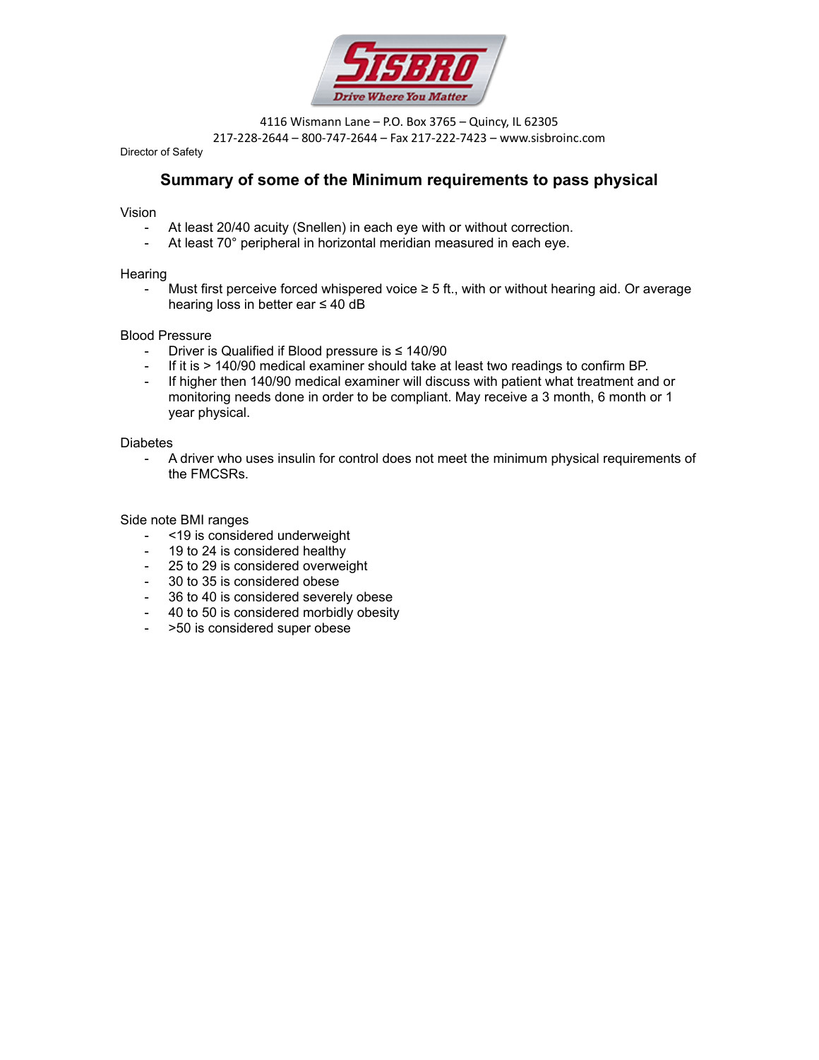4116 Wismann Lane – P.O. Box 3765 – Quincy, IL 62305

217-228-2644 – 800-747-2644 – Fax 217-222-7423 – www.sisbroinc.com

Director of Safety

## Summary of some of the Minimum requirements to pass physical

Vision

- At least 20/40 acuity (Snellen) in each eye with or without correction.
- At least 70° peripheral in horizontal meridian measured in each eye.

Hearing

- Must first perceive forced whispered voice ≥ 5 ft., with or without hearing aid. Or average hearing loss in better ear ≤ 40 dB

Blood Pressure

- Driver is Qualified if Blood pressure is ≤ 140/90
- If it is > 140/90 medical examiner should take at least two readings to confirm BP.
- If higher then 140/90 medical examiner will discuss with patient what treatment and or monitoring needs done in order to be compliant. May receive a 3 month, 6 month or 1 year physical.

Diabetes

- A driver who uses insulin for control does not meet the minimum physical requirements of the FMCSRs.

Side note BMI ranges

- <19 is considered underweight
- 19 to 24 is considered healthy
- 25 to 29 is considered overweight
- 30 to 35 is considered obese
- 36 to 40 is considered severely obese
- 40 to 50 is considered morbidly obesity
- >50 is considered super obese